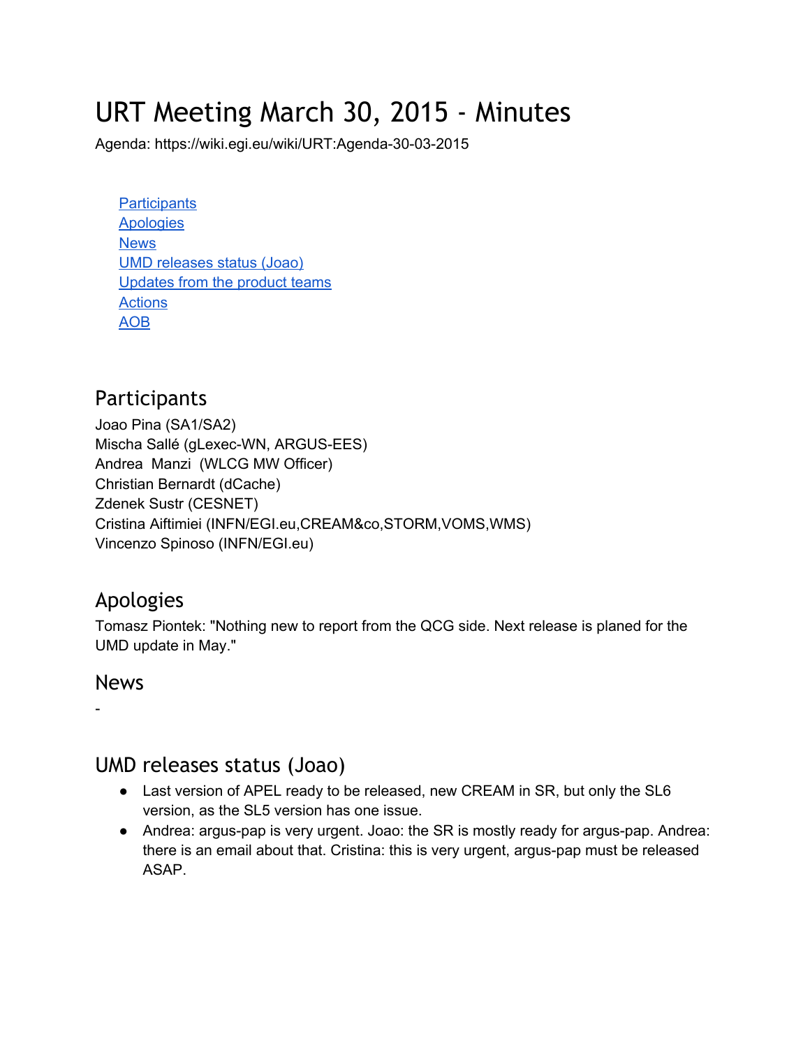# URT Meeting March 30, 2015 - Minutes

Agenda: https://wiki.egi.eu/wiki/URT:Agenda-30-03-2015

- Participants
- Apologies
- News
- UMD releases status (Joao)
- Updates from the product teams
- Actions
- AOB

## Participants

Joao Pina (SA1/SA2)
Mischa Sallé (gLexec-WN, ARGUS-EES)
Andrea Manzi (WLCG MW Officer)
Christian Bernardt (dCache)
Zdenek Sustr (CESNET)
Cristina Aiftimiei (INFN/EGI.eu,CREAM&co,STORM,VOMS,WMS)
Vincenzo Spinoso (INFN/EGI.eu)

## Apologies

Tomasz Piontek: "Nothing new to report from the QCG side. Next release is planed for the UMD update in May."

## News

-

## UMD releases status (Joao)

- Last version of APEL ready to be released, new CREAM in SR, but only the SL6 version, as the SL5 version has one issue.
- Andrea: argus-pap is very urgent. Joao: the SR is mostly ready for argus-pap. Andrea: there is an email about that. Cristina: this is very urgent, argus-pap must be released ASAP.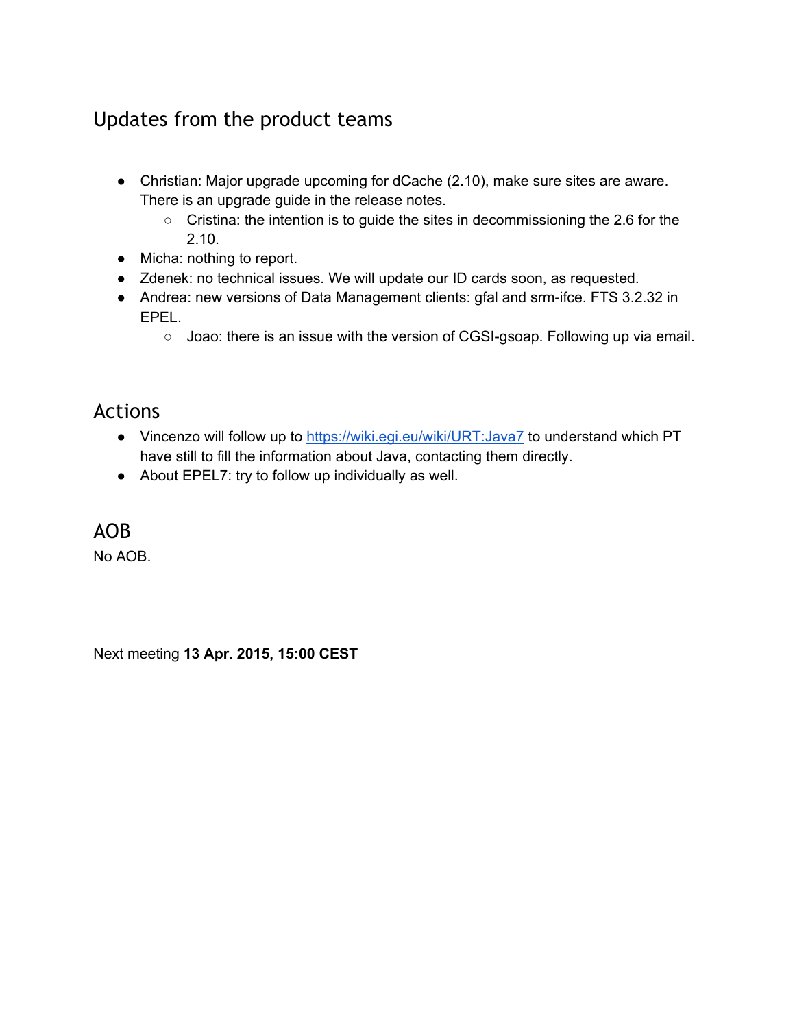## Updates from the product teams

- Christian: Major upgrade upcoming for dCache (2.10), make sure sites are aware. There is an upgrade guide in the release notes.
    - Cristina: the intention is to guide the sites in decommissioning the 2.6 for the 2.10.
- Micha: nothing to report.
- Zdenek: no technical issues. We will update our ID cards soon, as requested.
- Andrea: new versions of Data Management clients: gfal and srm-ifce. FTS 3.2.32 in EPEL.
    - Joao: there is an issue with the version of CGSI-gsoap. Following up via email.

## Actions

- Vincenzo will follow up to [https://wiki.egi.eu/wiki/URT:Java7](https://wiki.egi.eu/wiki/URT:Java7) to understand which PT have still to fill the information about Java, contacting them directly.
- About EPEL7: try to follow up individually as well.

## AOB

No AOB.

Next meeting **13 Apr. 2015, 15:00 CEST**